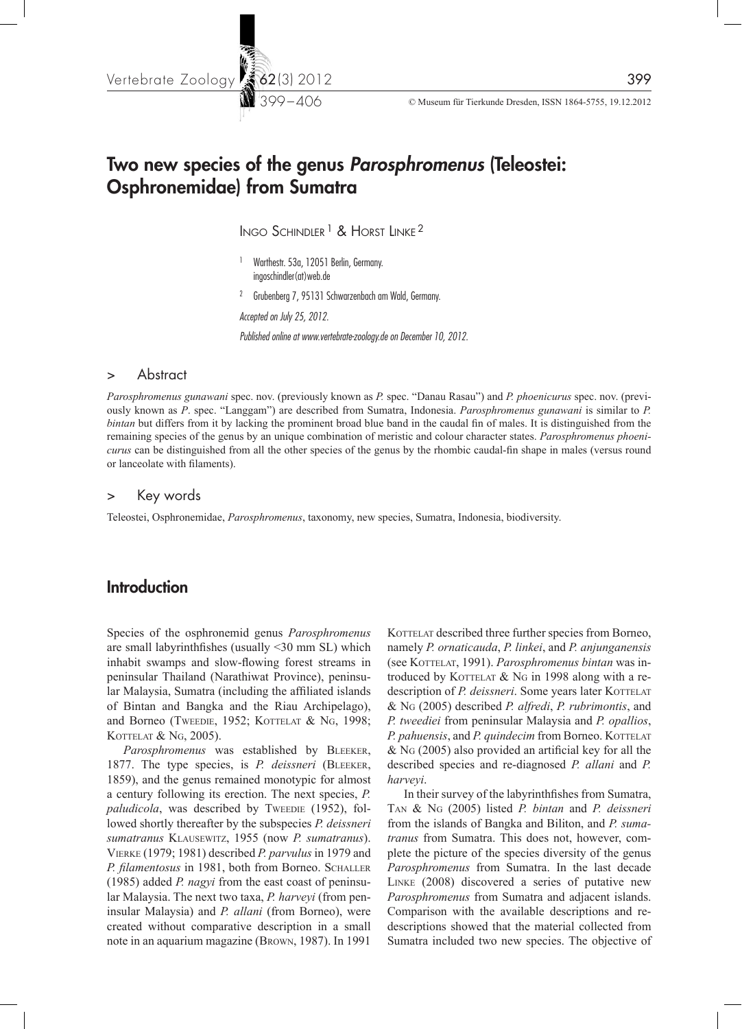# Two new species of the genus *Parosphromenus* (Teleostei: Osphronemidae) from Sumatra

Ingo Schindler[1] & Horst Linke[2]

[1] Warthestr. 53a, 12051 Berlin, Germany. ingoschindler(at)web.de

[2] Grubenberg 7, 95131 Schwarzenbach am Wald, Germany.

*Accepted on July 25, 2012.*

*Published online at www.vertebrate-zoology.de on December 10, 2012.*

## > Abstract

*Parosphromenus gunawani* spec. nov. (previously known as *P.* spec. "Danau Rasau") and *P. phoenicurus* spec. nov. (previously known as *P*. spec. "Langgam") are described from Sumatra, Indonesia. *Parosphromenus gunawani* is similar to *P. bintan* but differs from it by lacking the prominent broad blue band in the caudal fin of males. It is distinguished from the remaining species of the genus by an unique combination of meristic and colour character states. *Parosphromenus phoenicurus* can be distinguished from all the other species of the genus by the rhombic caudal-fin shape in males (versus round or lanceolate with filaments).

## > Key words

Teleostei, Osphronemidae, *Parosphromenus*, taxonomy, new species, Sumatra, Indonesia, biodiversity.

## Introduction

Species of the osphronemid genus *Parosphromenus* are small labyrinthfishes (usually <30 mm SL) which inhabit swamps and slow-flowing forest streams in peninsular Thailand (Narathiwat Province), peninsular Malaysia, Sumatra (including the affiliated islands of Bintan and Bangka and the Riau Archipelago), and Borneo (Tweedie, 1952; Kottelat & Ng, 1998; Kottelat & Ng, 2005).

*Parosphromenus* was established by Bleeker, 1877. The type species, is *P. deissneri* (Bleeker, 1859), and the genus remained monotypic for almost a century following its erection. The next species, *P. paludicola*, was described by Tweedie (1952), followed shortly thereafter by the subspecies *P. deissneri sumatranus* Klausewitz, 1955 (now *P. sumatranus*). Vierke (1979; 1981) described *P. parvulus* in 1979 and *P. filamentosus* in 1981, both from Borneo. Schaller (1985) added *P. nagyi* from the east coast of peninsular Malaysia. The next two taxa, *P. harveyi* (from peninsular Malaysia) and *P. allani* (from Borneo), were created without comparative description in a small note in an aquarium magazine (Brown, 1987). In 1991 Kottelat described three further species from Borneo, namely *P. ornaticauda*, *P. linkei*, and *P. anjunganensis* (see Kottelat, 1991). *Parosphromenus bintan* was introduced by Kottelat & Ng in 1998 along with a redescription of *P. deissneri*. Some years later Kottelat & Ng (2005) described *P. alfredi*, *P. rubrimontis*, and *P. tweediei* from peninsular Malaysia and *P. opallios*, *P. pahuensis*, and *P. quindecim* from Borneo. Kottelat & Ng (2005) also provided an artificial key for all the described species and re-diagnosed *P. allani* and *P. harveyi*.

In their survey of the labyrinthfishes from Sumatra, Tan & Ng (2005) listed *P. bintan* and *P. deissneri* from the islands of Bangka and Biliton, and *P. sumatranus* from Sumatra. This does not, however, complete the picture of the species diversity of the genus *Parosphromenus* from Sumatra. In the last decade Linke (2008) discovered a series of putative new *Parosphromenus* from Sumatra and adjacent islands. Comparison with the available descriptions and redescriptions showed that the material collected from Sumatra included two new species. The objective of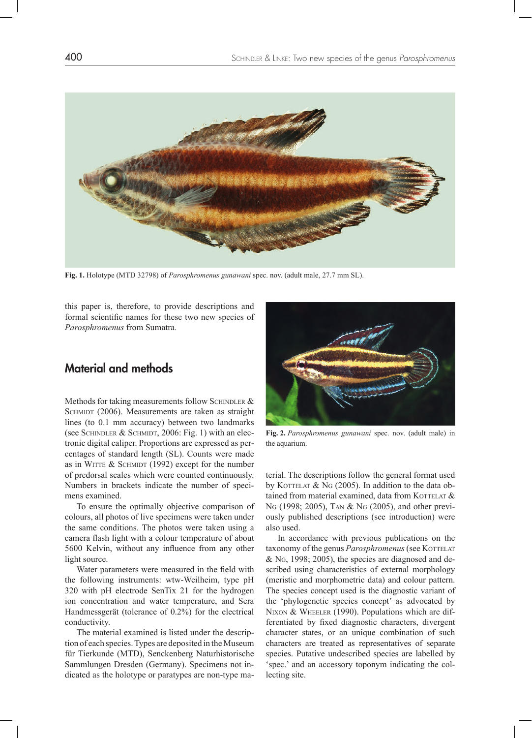**Fig. 1.** Holotype (MTD 32798) of *Parosphromenus gunawani* spec. nov. (adult male, 27.7 mm SL).

this paper is, therefore, to provide descriptions and formal scientific names for these two new species of *Parosphromenus* from Sumatra.

## Material and methods

Methods for taking measurements follow Schindler & Schmidt (2006). Measurements are taken as straight lines (to 0.1 mm accuracy) between two landmarks (see Schindler & Schmidt, 2006: Fig. 1) with an electronic digital caliper. Proportions are expressed as percentages of standard length (SL). Counts were made as in Witte & Schmidt (1992) except for the number of predorsal scales which were counted continuously. Numbers in brackets indicate the number of specimens examined.

To ensure the optimally objective comparison of colours, all photos of live specimens were taken under the same conditions. The photos were taken using a camera flash light with a colour temperature of about 5600 Kelvin, without any influence from any other light source.

Water parameters were measured in the field with the following instruments: wtw-Weilheim, type pH 320 with pH electrode SenTix 21 for the hydrogen ion concentration and water temperature, and Sera Handmessgerät (tolerance of 0.2%) for the electrical conductivity.

The material examined is listed under the description of each species. Types are deposited in the Museum für Tierkunde (MTD), Senckenberg Naturhistorische Sammlungen Dresden (Germany). Specimens not indicated as the holotype or paratypes are non-type material. The descriptions follow the general format used by Kottelat & Ng (2005). In addition to the data obtained from material examined, data from Kottelat & Ng (1998; 2005), Tan & Ng (2005), and other previously published descriptions (see introduction) were also used.

**Fig. 2.** *Parosphromenus gunawani* spec. nov. (adult male) in the aquarium.

In accordance with previous publications on the taxonomy of the genus *Parosphromenus* (see Kottelat & Ng, 1998; 2005), the species are diagnosed and described using characteristics of external morphology (meristic and morphometric data) and colour pattern. The species concept used is the diagnostic variant of the 'phylogenetic species concept' as advocated by Nixon & Wheeler (1990). Populations which are differentiated by fixed diagnostic characters, divergent character states, or an unique combination of such characters are treated as representatives of separate species. Putative undescribed species are labelled by 'spec.' and an accessory toponym indicating the collecting site.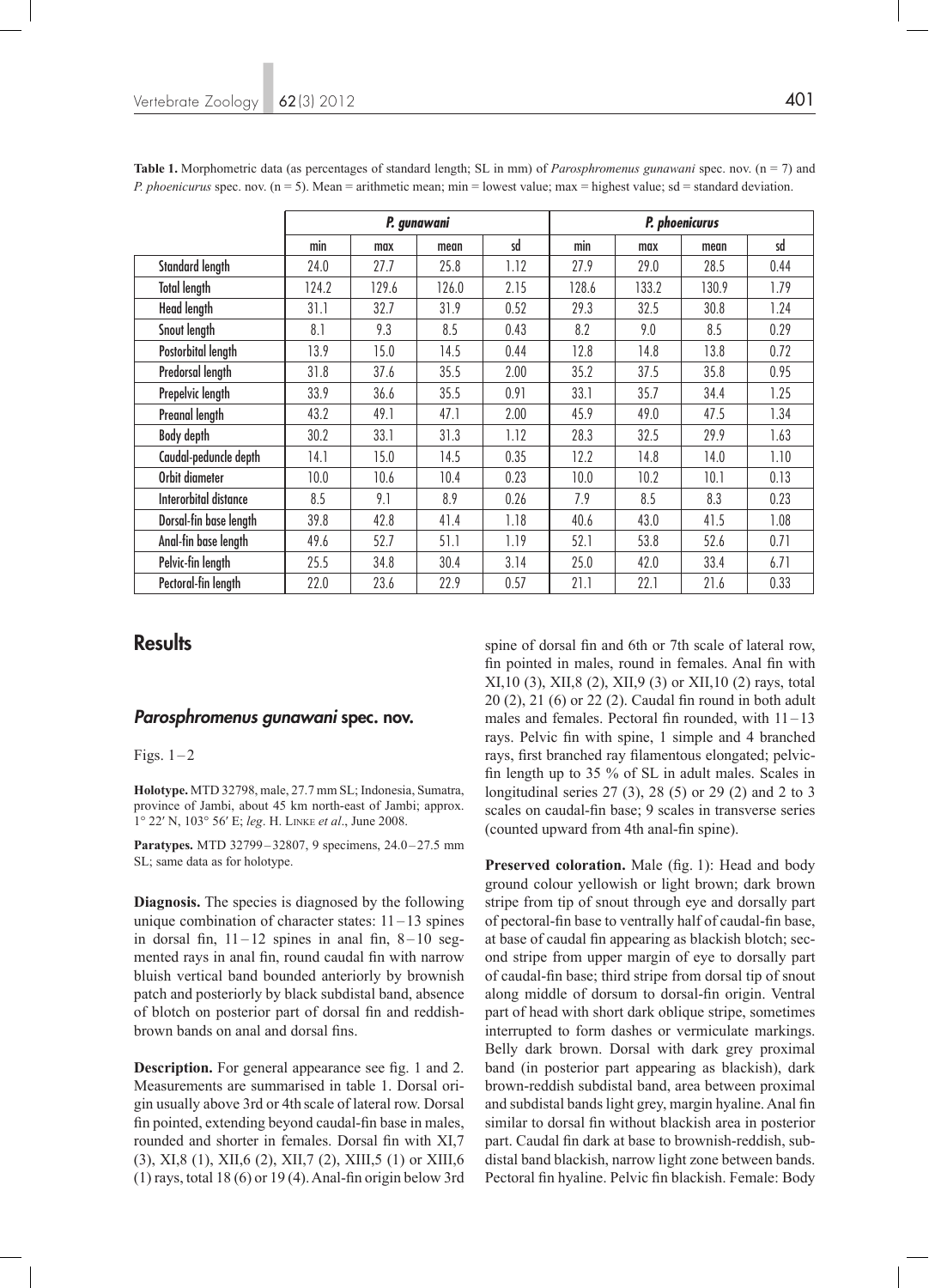**Table 1.** Morphometric data (as percentages of standard length; SL in mm) of *Parosphromenus gunawani* spec. nov. (n = 7) and *P. phoenicurus* spec. nov. (n = 5). Mean = arithmetic mean; min = lowest value; max = highest value; sd = standard deviation.

| | *P. gunawani* | | | | *P. phoenicurus* | | | |
|---|---|---|---|---|---|---|---|---|
| | min | max | mean | sd | min | max | mean | sd |
| Standard length | 24.0 | 27.7 | 25.8 | 1.12 | 27.9 | 29.0 | 28.5 | 0.44 |
| Total length | 124.2 | 129.6 | 126.0 | 2.15 | 128.6 | 133.2 | 130.9 | 1.79 |
| Head length | 31.1 | 32.7 | 31.9 | 0.52 | 29.3 | 32.5 | 30.8 | 1.24 |
| Snout length | 8.1 | 9.3 | 8.5 | 0.43 | 8.2 | 9.0 | 8.5 | 0.29 |
| Postorbital length | 13.9 | 15.0 | 14.5 | 0.44 | 12.8 | 14.8 | 13.8 | 0.72 |
| Predorsal length | 31.8 | 37.6 | 35.5 | 2.00 | 35.2 | 37.5 | 35.8 | 0.95 |
| Prepelvic length | 33.9 | 36.6 | 35.5 | 0.91 | 33.1 | 35.7 | 34.4 | 1.25 |
| Preanal length | 43.2 | 49.1 | 47.1 | 2.00 | 45.9 | 49.0 | 47.5 | 1.34 |
| Body depth | 30.2 | 33.1 | 31.3 | 1.12 | 28.3 | 32.5 | 29.9 | 1.63 |
| Caudal-peduncle depth | 14.1 | 15.0 | 14.5 | 0.35 | 12.2 | 14.8 | 14.0 | 1.10 |
| Orbit diameter | 10.0 | 10.6 | 10.4 | 0.23 | 10.0 | 10.2 | 10.1 | 0.13 |
| Interorbital distance | 8.5 | 9.1 | 8.9 | 0.26 | 7.9 | 8.5 | 8.3 | 0.23 |
| Dorsal-fin base length | 39.8 | 42.8 | 41.4 | 1.18 | 40.6 | 43.0 | 41.5 | 1.08 |
| Anal-fin base length | 49.6 | 52.7 | 51.1 | 1.19 | 52.1 | 53.8 | 52.6 | 0.71 |
| Pelvic-fin length | 25.5 | 34.8 | 30.4 | 3.14 | 25.0 | 42.0 | 33.4 | 6.71 |
| Pectoral-fin length | 22.0 | 23.6 | 22.9 | 0.57 | 21.1 | 22.1 | 21.6 | 0.33 |

## Results

### *Parosphromenus gunawani* spec. nov.

Figs. 1–2

**Holotype.** MTD 32798, male, 27.7 mm SL; Indonesia, Sumatra, province of Jambi, about 45 km north-east of Jambi; approx. 1° 22′ N, 103° 56′ E; *leg*. H. Linke *et al*., June 2008.

**Paratypes.** MTD 32799–32807, 9 specimens, 24.0–27.5 mm SL; same data as for holotype.

**Diagnosis.** The species is diagnosed by the following unique combination of character states: 11–13 spines in dorsal fin, 11–12 spines in anal fin, 8–10 segmented rays in anal fin, round caudal fin with narrow bluish vertical band bounded anteriorly by brownish patch and posteriorly by black subdistal band, absence of blotch on posterior part of dorsal fin and reddish-brown bands on anal and dorsal fins.

**Description.** For general appearance see fig. 1 and 2. Measurements are summarised in table 1. Dorsal origin usually above 3rd or 4th scale of lateral row. Dorsal fin pointed, extending beyond caudal-fin base in males, rounded and shorter in females. Dorsal fin with XI,7 (3), XI,8 (1), XII,6 (2), XII,7 (2), XIII,5 (1) or XIII,6 (1) rays, total 18 (6) or 19 (4). Anal-fin origin below 3rd spine of dorsal fin and 6th or 7th scale of lateral row, fin pointed in males, round in females. Anal fin with XI,10 (3), XII,8 (2), XII,9 (3) or XII,10 (2) rays, total 20 (2), 21 (6) or 22 (2). Caudal fin round in both adult males and females. Pectoral fin rounded, with 11–13 rays. Pelvic fin with spine, 1 simple and 4 branched rays, first branched ray filamentous elongated; pelvic-fin length up to 35 % of SL in adult males. Scales in longitudinal series 27 (3), 28 (5) or 29 (2) and 2 to 3 scales on caudal-fin base; 9 scales in transverse series (counted upward from 4th anal-fin spine).

**Preserved coloration.** Male (fig. 1): Head and body ground colour yellowish or light brown; dark brown stripe from tip of snout through eye and dorsally part of pectoral-fin base to ventrally half of caudal-fin base, at base of caudal fin appearing as blackish blotch; second stripe from upper margin of eye to dorsally part of caudal-fin base; third stripe from dorsal tip of snout along middle of dorsum to dorsal-fin origin. Ventral part of head with short dark oblique stripe, sometimes interrupted to form dashes or vermiculate markings. Belly dark brown. Dorsal with dark grey proximal band (in posterior part appearing as blackish), dark brown-reddish subdistal band, area between proximal and subdistal bands light grey, margin hyaline. Anal fin similar to dorsal fin without blackish area in posterior part. Caudal fin dark at base to brownish-reddish, subdistal band blackish, narrow light zone between bands. Pectoral fin hyaline. Pelvic fin blackish. Female: Body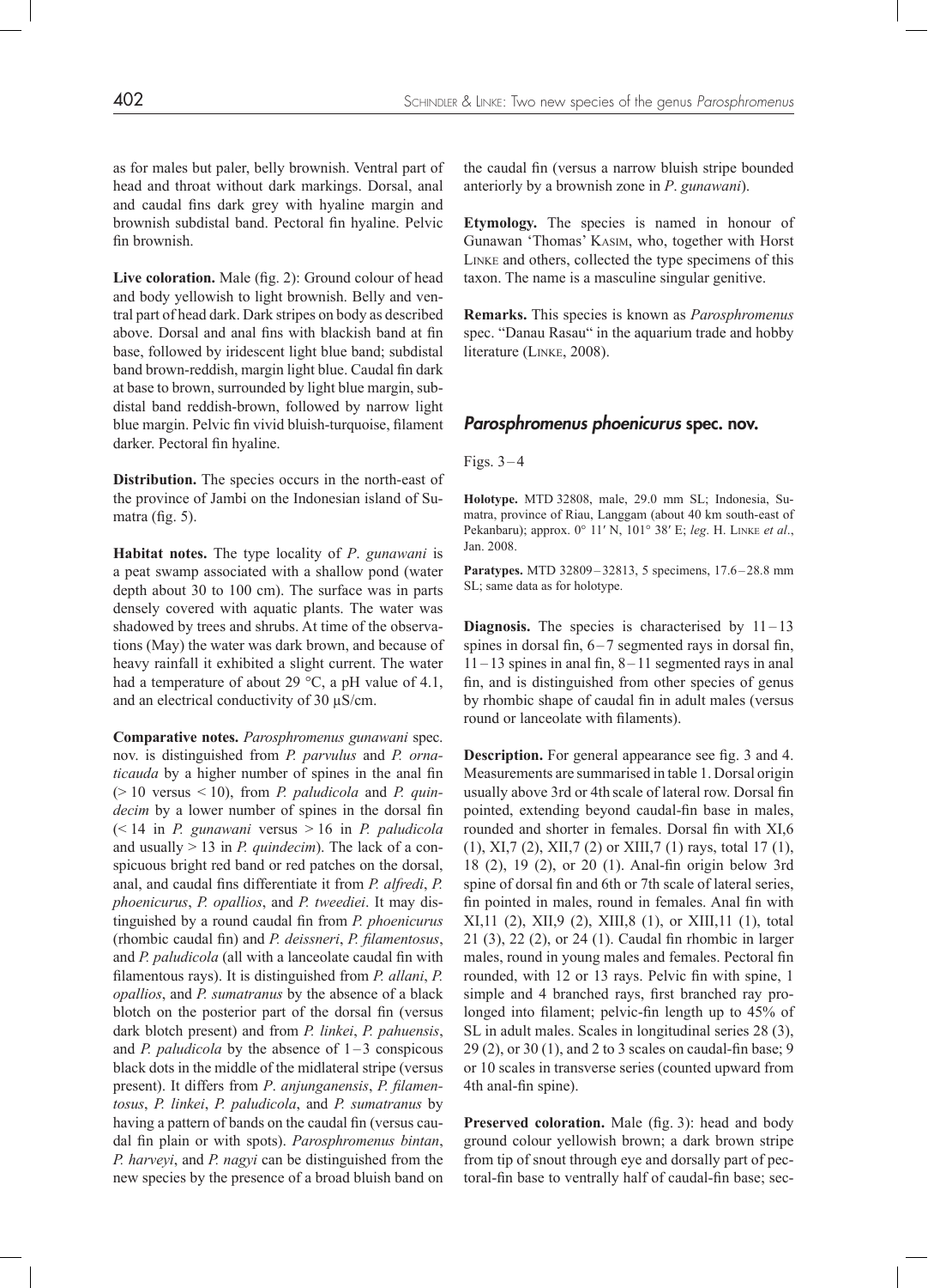as for males but paler, belly brownish. Ventral part of head and throat without dark markings. Dorsal, anal and caudal fins dark grey with hyaline margin and brownish subdistal band. Pectoral fin hyaline. Pelvic fin brownish.

**Live coloration.** Male (fig. 2): Ground colour of head and body yellowish to light brownish. Belly and ventral part of head dark. Dark stripes on body as described above. Dorsal and anal fins with blackish band at fin base, followed by iridescent light blue band; subdistal band brown-reddish, margin light blue. Caudal fin dark at base to brown, surrounded by light blue margin, subdistal band reddish-brown, followed by narrow light blue margin. Pelvic fin vivid bluish-turquoise, filament darker. Pectoral fin hyaline.

**Distribution.** The species occurs in the north-east of the province of Jambi on the Indonesian island of Sumatra (fig. 5).

**Habitat notes.** The type locality of *P. gunawani* is a peat swamp associated with a shallow pond (water depth about 30 to 100 cm). The surface was in parts densely covered with aquatic plants. The water was shadowed by trees and shrubs. At time of the observations (May) the water was dark brown, and because of heavy rainfall it exhibited a slight current. The water had a temperature of about 29 °C, a pH value of 4.1, and an electrical conductivity of 30 µS/cm.

**Comparative notes.** *Parosphromenus gunawani* spec. nov. is distinguished from *P. parvulus* and *P. ornaticauda* by a higher number of spines in the anal fin (> 10 versus < 10), from *P. paludicola* and *P. quindecim* by a lower number of spines in the dorsal fin (< 14 in *P. gunawani* versus > 16 in *P. paludicola* and usually > 13 in *P. quindecim*). The lack of a conspicuous bright red band or red patches on the dorsal, anal, and caudal fins differentiate it from *P. alfredi*, *P. phoenicurus*, *P. opallios*, and *P. tweediei*. It may distinguished by a round caudal fin from *P. phoenicurus* (rhombic caudal fin) and *P. deissneri*, *P. filamentosus*, and *P. paludicola* (all with a lanceolate caudal fin with filamentous rays). It is distinguished from *P. allani*, *P. opallios*, and *P. sumatranus* by the absence of a black blotch on the posterior part of the dorsal fin (versus dark blotch present) and from *P. linkei*, *P. pahuensis*, and *P. paludicola* by the absence of 1 – 3 conspicous black dots in the middle of the midlateral stripe (versus present). It differs from *P. anjunganensis*, *P. filamentosus*, *P. linkei*, *P. paludicola*, and *P. sumatranus* by having a pattern of bands on the caudal fin (versus caudal fin plain or with spots). *Parosphromenus bintan*, *P. harveyi*, and *P. nagyi* can be distinguished from the new species by the presence of a broad bluish band on the caudal fin (versus a narrow bluish stripe bounded anteriorly by a brownish zone in *P. gunawani*).

**Etymology.** The species is named in honour of Gunawan 'Thomas' Kasim, who, together with Horst Linke and others, collected the type specimens of this taxon. The name is a masculine singular genitive.

**Remarks.** This species is known as *Parosphromenus* spec. "Danau Rasau" in the aquarium trade and hobby literature (Linke, 2008).

## *Parosphromenus phoenicurus* spec. nov.

Figs. 3 – 4

**Holotype.** MTD 32808, male, 29.0 mm SL; Indonesia, Sumatra, province of Riau, Langgam (about 40 km south-east of Pekanbaru); approx. 0° 11′ N, 101° 38′ E; *leg*. H. Linke *et al*., Jan. 2008.

**Paratypes.** MTD 32809 – 32813, 5 specimens, 17.6 – 28.8 mm SL; same data as for holotype.

**Diagnosis.** The species is characterised by 11 – 13 spines in dorsal fin, 6 – 7 segmented rays in dorsal fin, 11 – 13 spines in anal fin, 8 – 11 segmented rays in anal fin, and is distinguished from other species of genus by rhombic shape of caudal fin in adult males (versus round or lanceolate with filaments).

**Description.** For general appearance see fig. 3 and 4. Measurements are summarised in table 1. Dorsal origin usually above 3rd or 4th scale of lateral row. Dorsal fin pointed, extending beyond caudal-fin base in males, rounded and shorter in females. Dorsal fin with XI,6 (1), XI,7 (2), XII,7 (2) or XIII,7 (1) rays, total 17 (1), 18 (2), 19 (2), or 20 (1). Anal-fin origin below 3rd spine of dorsal fin and 6th or 7th scale of lateral series, fin pointed in males, round in females. Anal fin with XI,11 (2), XII,9 (2), XIII,8 (1), or XIII,11 (1), total 21 (3), 22 (2), or 24 (1). Caudal fin rhombic in larger males, round in young males and females. Pectoral fin rounded, with 12 or 13 rays. Pelvic fin with spine, 1 simple and 4 branched rays, first branched ray prolonged into filament; pelvic-fin length up to 45% of SL in adult males. Scales in longitudinal series 28 (3), 29 (2), or 30 (1), and 2 to 3 scales on caudal-fin base; 9 or 10 scales in transverse series (counted upward from 4th anal-fin spine).

**Preserved coloration.** Male (fig. 3): head and body ground colour yellowish brown; a dark brown stripe from tip of snout through eye and dorsally part of pectoral-fin base to ventrally half of caudal-fin base; sec-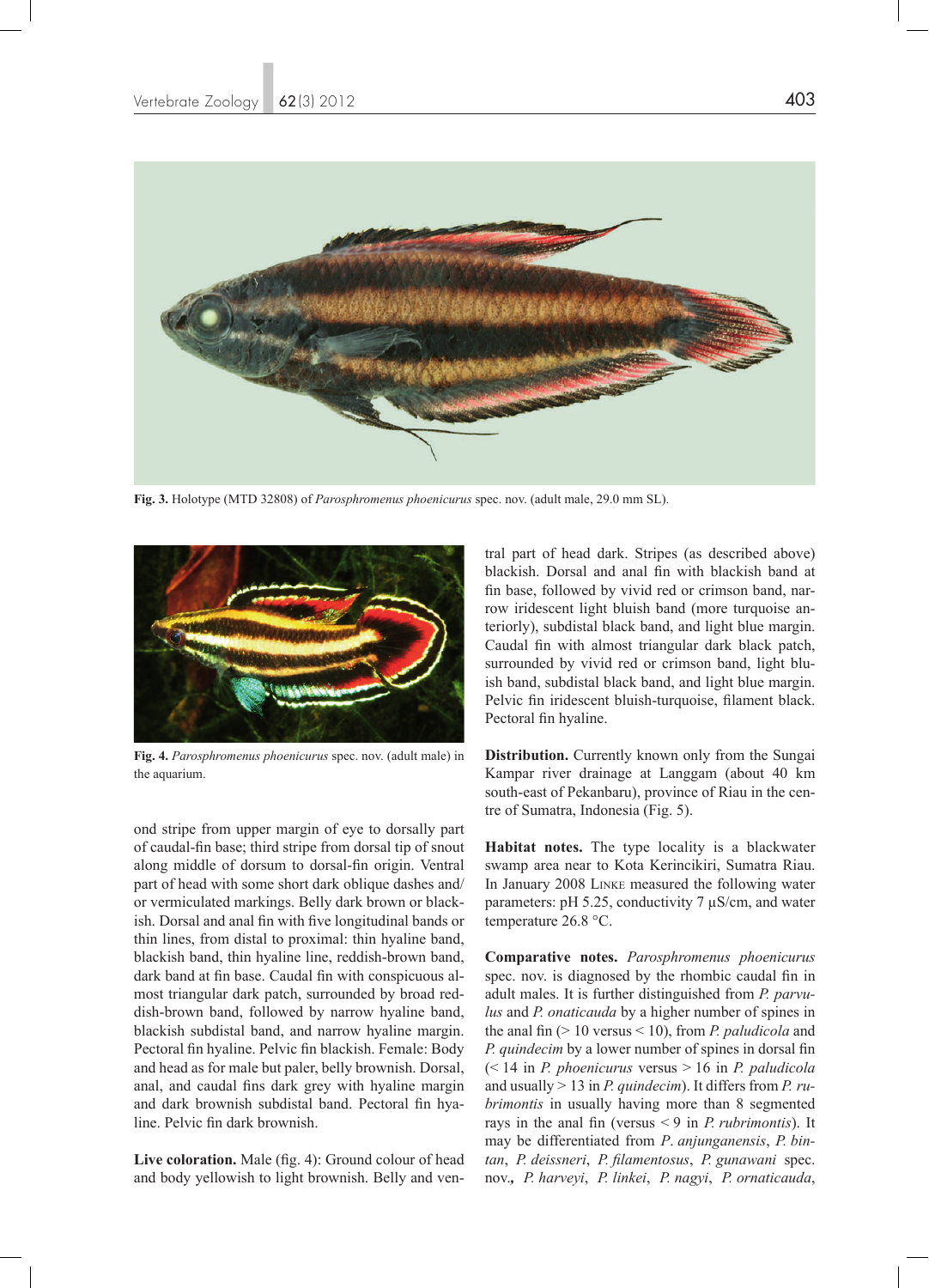Fig. 3. Holotype (MTD 32808) of *Parosphromenus phoenicurus* spec. nov. (adult male, 29.0 mm SL).

Fig. 4. *Parosphromenus phoenicurus* spec. nov. (adult male) in the aquarium.

ond stripe from upper margin of eye to dorsally part of caudal-fin base; third stripe from dorsal tip of snout along middle of dorsum to dorsal-fin origin. Ventral part of head with some short dark oblique dashes and/or vermiculated markings. Belly dark brown or blackish. Dorsal and anal fin with five longitudinal bands or thin lines, from distal to proximal: thin hyaline band, blackish band, thin hyaline line, reddish-brown band, dark band at fin base. Caudal fin with conspicuous almost triangular dark patch, surrounded by broad reddish-brown band, followed by narrow hyaline band, blackish subdistal band, and narrow hyaline margin. Pectoral fin hyaline. Pelvic fin blackish. Female: Body and head as for male but paler, belly brownish. Dorsal, anal, and caudal fins dark grey with hyaline margin and dark brownish subdistal band. Pectoral fin hyaline. Pelvic fin dark brownish.

**Live coloration.** Male (fig. 4): Ground colour of head and body yellowish to light brownish. Belly and ventral part of head dark. Stripes (as described above) blackish. Dorsal and anal fin with blackish band at fin base, followed by vivid red or crimson band, narrow iridescent light bluish band (more turquoise anteriorly), subdistal black band, and light blue margin. Caudal fin with almost triangular dark black patch, surrounded by vivid red or crimson band, light bluish band, subdistal black band, and light blue margin. Pelvic fin iridescent bluish-turquoise, filament black. Pectoral fin hyaline.

**Distribution.** Currently known only from the Sungai Kampar river drainage at Langgam (about 40 km south-east of Pekanbaru), province of Riau in the centre of Sumatra, Indonesia (Fig. 5).

**Habitat notes.** The type locality is a blackwater swamp area near to Kota Kerincikiri, Sumatra Riau. In January 2008 Linke measured the following water parameters: pH 5.25, conductivity 7 µS/cm, and water temperature 26.8 °C.

**Comparative notes.** *Parosphromenus phoenicurus* spec. nov. is diagnosed by the rhombic caudal fin in adult males. It is further distinguished from *P. parvulus* and *P. onaticauda* by a higher number of spines in the anal fin (> 10 versus < 10), from *P. paludicola* and *P. quindecim* by a lower number of spines in dorsal fin (< 14 in *P. phoenicurus* versus > 16 in *P. paludicola* and usually > 13 in *P. quindecim*). It differs from *P. rubrimontis* in usually having more than 8 segmented rays in the anal fin (versus < 9 in *P. rubrimontis*). It may be differentiated from *P. anjunganensis*, *P. bintan*, *P. deissneri*, *P. filamentosus*, *P. gunawani* spec. nov., *P. harveyi*, *P. linkei*, *P. nagyi*, *P. ornaticauda*,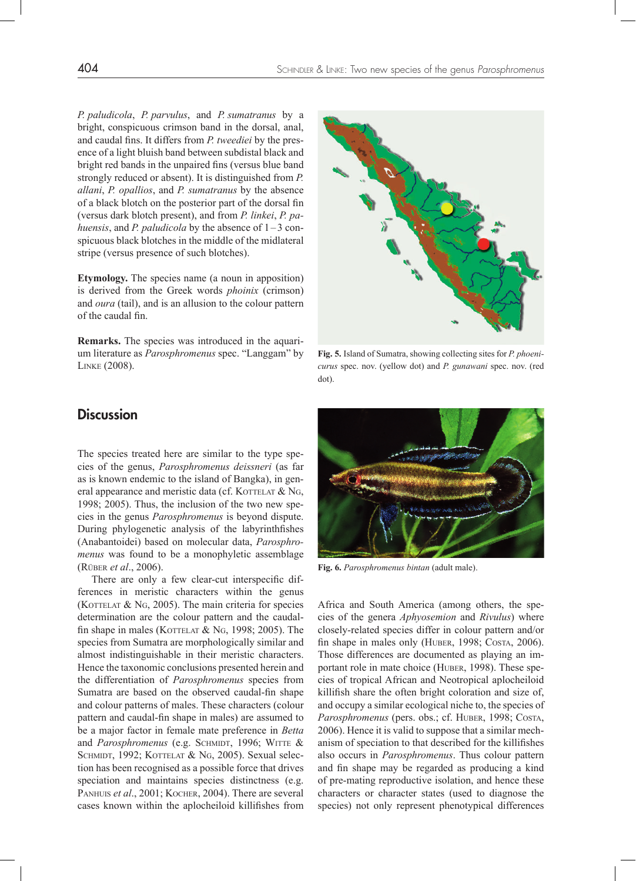*P. paludicola*, *P. parvulus*, and *P. sumatranus* by a bright, conspicuous crimson band in the dorsal, anal, and caudal fins. It differs from *P. tweediei* by the presence of a light bluish band between subdistal black and bright red bands in the unpaired fins (versus blue band strongly reduced or absent). It is distinguished from *P. allani*, *P. opallios*, and *P. sumatranus* by the absence of a black blotch on the posterior part of the dorsal fin (versus dark blotch present), and from *P. linkei*, *P. pahuensis*, and *P. paludicola* by the absence of 1 – 3 conspicuous black blotches in the middle of the midlateral stripe (versus presence of such blotches).

**Etymology.** The species name (a noun in apposition) is derived from the Greek words *phoinix* (crimson) and *oura* (tail), and is an allusion to the colour pattern of the caudal fin.

**Remarks.** The species was introduced in the aquarium literature as *Parosphromenus* spec. "Langgam" by Linke (2008).

**Fig. 5.** Island of Sumatra, showing collecting sites for *P. phoenicurus* spec. nov. (yellow dot) and *P. gunawani* spec. nov. (red dot).

## Discussion

The species treated here are similar to the type species of the genus, *Parosphromenus deissneri* (as far as is known endemic to the island of Bangka), in general appearance and meristic data (cf. Kottelat & Ng, 1998; 2005). Thus, the inclusion of the two new species in the genus *Parosphromenus* is beyond dispute. During phylogenetic analysis of the labyrinthfishes (Anabantoidei) based on molecular data, *Parosphromenus* was found to be a monophyletic assemblage (Rüber *et al*., 2006).

There are only a few clear-cut interspecific differences in meristic characters within the genus (Kottelat & Ng, 2005). The main criteria for species determination are the colour pattern and the caudal-fin shape in males (Kottelat & Ng, 1998; 2005). The species from Sumatra are morphologically similar and almost indistinguishable in their meristic characters. Hence the taxonomic conclusions presented herein and the differentiation of *Parosphromenus* species from Sumatra are based on caudal-fin shape and colour patterns of males. These characters (colour pattern and caudal-fin shape in males) are assumed to be a major factor in female mate preference in *Betta* and *Parosphromenus* (e.g. Schmidt, 1996; Witte & Schmidt, 1992; Kottelat & Ng, 2005). Sexual selection has been recognised as a possible force that drives speciation and maintains species distinctness (e.g. Panhuis *et al*., 2001; Kocher, 2004). There are several cases known within the aplocheiloid killifishes from Africa and South America (among others, the species of the genera *Aphyosemion* and *Rivulus*) where closely-related species differ in colour pattern and/or fin shape in males only (Huber, 1998; Costa, 2006). Those differences are documented as playing an important role in mate choice (Huber, 1998). These species of tropical African and Neotropical aplocheiloid killifish share the often bright coloration and size of, and occupy a similar ecological niche to, the species of *Parosphromenus* (pers. obs.; cf. Huber, 1998; Costa, 2006). Hence it is valid to suppose that a similar mechanism of speciation to that described for the killifishes also occurs in *Parosphromenus*. Thus colour pattern and fin shape may be regarded as producing a kind of pre-mating reproductive isolation, and hence these characters or character states (used to diagnose the species) not only represent phenotypical differences

**Fig. 6.** *Parosphromenus bintan* (adult male).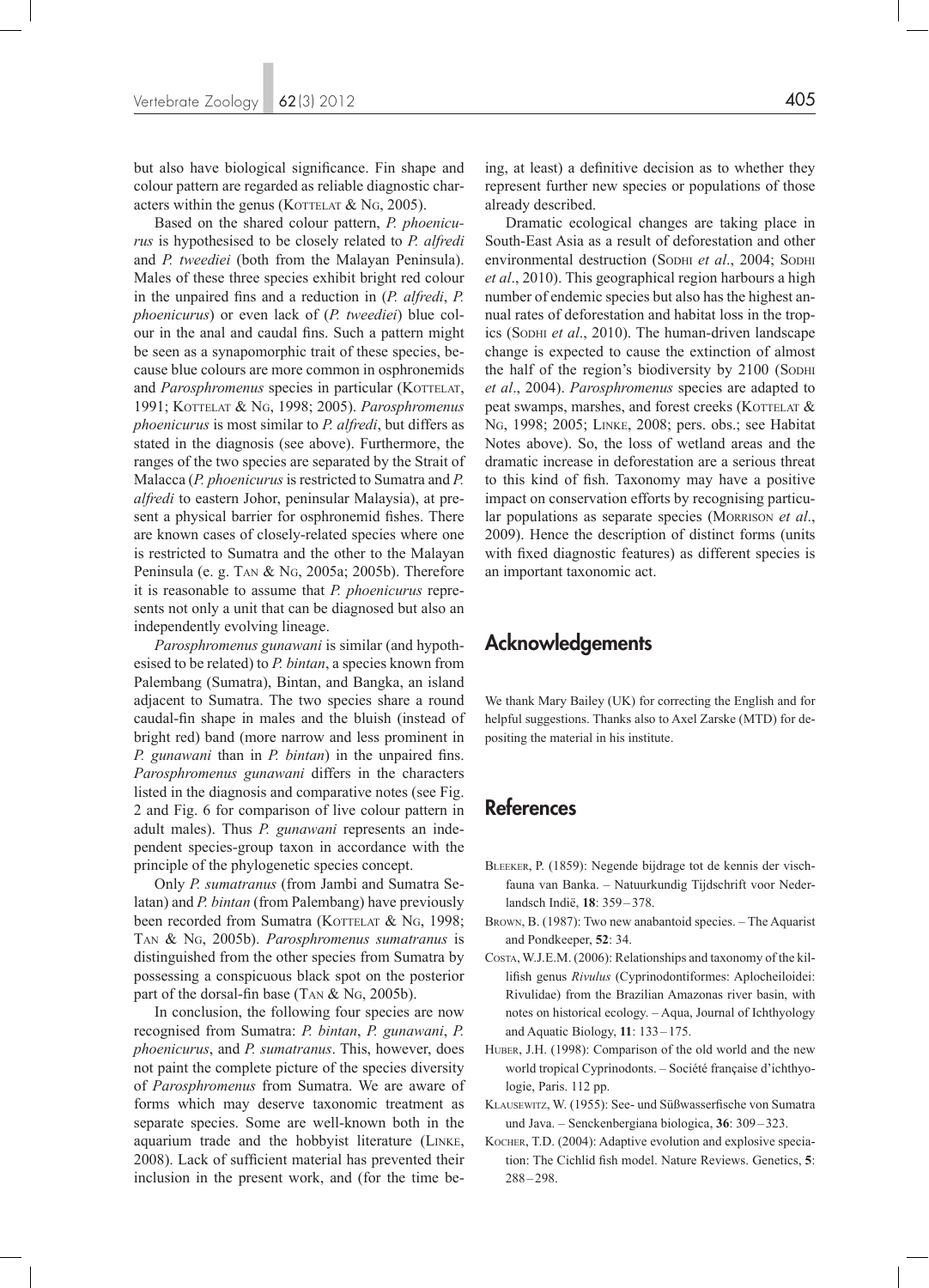but also have biological significance. Fin shape and colour pattern are regarded as reliable diagnostic characters within the genus (Kottelat & Ng, 2005).

Based on the shared colour pattern, *P. phoenicurus* is hypothesised to be closely related to *P. alfredi* and *P. tweediei* (both from the Malayan Peninsula). Males of these three species exhibit bright red colour in the unpaired fins and a reduction in (*P. alfredi*, *P. phoenicurus*) or even lack of (*P. tweediei*) blue colour in the anal and caudal fins. Such a pattern might be seen as a synapomorphic trait of these species, because blue colours are more common in osphronemids and *Parosphromenus* species in particular (Kottelat, 1991; Kottelat & Ng, 1998; 2005). *Parosphromenus phoenicurus* is most similar to *P. alfredi*, but differs as stated in the diagnosis (see above). Furthermore, the ranges of the two species are separated by the Strait of Malacca (*P. phoenicurus* is restricted to Sumatra and *P. alfredi* to eastern Johor, peninsular Malaysia), at present a physical barrier for osphronemid fishes. There are known cases of closely-related species where one is restricted to Sumatra and the other to the Malayan Peninsula (e. g. Tan & Ng, 2005a; 2005b). Therefore it is reasonable to assume that *P. phoenicurus* represents not only a unit that can be diagnosed but also an independently evolving lineage.

*Parosphromenus gunawani* is similar (and hypothesised to be related) to *P. bintan*, a species known from Palembang (Sumatra), Bintan, and Bangka, an island adjacent to Sumatra. The two species share a round caudal-fin shape in males and the bluish (instead of bright red) band (more narrow and less prominent in *P. gunawani* than in *P. bintan*) in the unpaired fins. *Parosphromenus gunawani* differs in the characters listed in the diagnosis and comparative notes (see Fig. 2 and Fig. 6 for comparison of live colour pattern in adult males). Thus *P. gunawani* represents an independent species-group taxon in accordance with the principle of the phylogenetic species concept.

Only *P. sumatranus* (from Jambi and Sumatra Selatan) and *P. bintan* (from Palembang) have previously been recorded from Sumatra (Kottelat & Ng, 1998; Tan & Ng, 2005b). *Parosphromenus sumatranus* is distinguished from the other species from Sumatra by possessing a conspicuous black spot on the posterior part of the dorsal-fin base (Tan & Ng, 2005b).

In conclusion, the following four species are now recognised from Sumatra: *P. bintan*, *P. gunawani*, *P. phoenicurus*, and *P. sumatranus*. This, however, does not paint the complete picture of the species diversity of *Parosphromenus* from Sumatra. We are aware of forms which may deserve taxonomic treatment as separate species. Some are well-known both in the aquarium trade and the hobbyist literature (Linke, 2008). Lack of sufficient material has prevented their inclusion in the present work, and (for the time being, at least) a definitive decision as to whether they represent further new species or populations of those already described.

Dramatic ecological changes are taking place in South-East Asia as a result of deforestation and other environmental destruction (Sodhi *et al*., 2004; Sodhi *et al*., 2010). This geographical region harbours a high number of endemic species but also has the highest annual rates of deforestation and habitat loss in the tropics (Sodhi *et al*., 2010). The human-driven landscape change is expected to cause the extinction of almost the half of the region's biodiversity by 2100 (Sodhi *et al*., 2004). *Parosphromenus* species are adapted to peat swamps, marshes, and forest creeks (Kottelat & Ng, 1998; 2005; Linke, 2008; pers. obs.; see Habitat Notes above). So, the loss of wetland areas and the dramatic increase in deforestation are a serious threat to this kind of fish. Taxonomy may have a positive impact on conservation efforts by recognising particular populations as separate species (Morrison *et al*., 2009). Hence the description of distinct forms (units with fixed diagnostic features) as different species is an important taxonomic act.

## Acknowledgements

We thank Mary Bailey (UK) for correcting the English and for helpful suggestions. Thanks also to Axel Zarske (MTD) for depositing the material in his institute.

## References

Bleeker, P. (1859): Negende bijdrage tot de kennis der vischfauna van Banka. – Natuurkundig Tijdschrift voor Nederlandsch Indië, **18**: 359 – 378.

Brown, B. (1987): Two new anabantoid species. – The Aquarist and Pondkeeper, **52**: 34.

Costa, W.J.E.M. (2006): Relationships and taxonomy of the killifish genus *Rivulus* (Cyprinodontiformes: Aplocheiloidei: Rivulidae) from the Brazilian Amazonas river basin, with notes on historical ecology. – Aqua, Journal of Ichthyology and Aquatic Biology, **11**: 133 – 175.

Huber, J.H. (1998): Comparison of the old world and the new world tropical Cyprinodonts. – Société française d'ichthyologie, Paris. 112 pp.

Klausewitz, W. (1955): See- und Süßwasserfische von Sumatra und Java. – Senckenbergiana biologica, **36**: 309 – 323.

Kocher, T.D. (2004): Adaptive evolution and explosive speciation: The Cichlid fish model. Nature Reviews. Genetics, **5**: 288 – 298.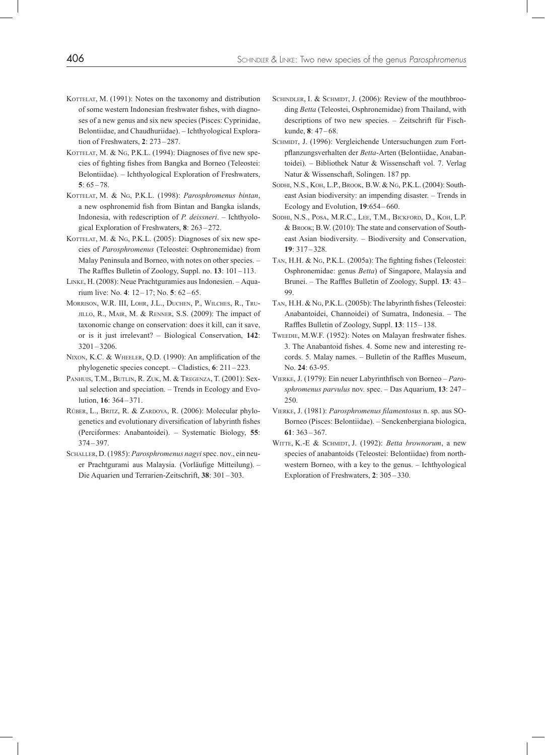Kottelat, M. (1991): Notes on the taxonomy and distribution of some western Indonesian freshwater fishes, with diagnoses of a new genus and six new species (Pisces: Cyprinidae, Belontiidae, and Chaudhuriidae). – Ichthyological Exploration of Freshwaters, **2**: 273 – 287.

Kottelat, M. & Ng, P.K.L. (1994): Diagnoses of five new species of fighting fishes from Bangka and Borneo (Teleostei: Belontiidae). – Ichthyological Exploration of Freshwaters, **5**: 65 – 78.

Kottelat, M. & Ng, P.K.L. (1998): *Parosphromenus bintan*, a new osphronemid fish from Bintan and Bangka islands, Indonesia, with redescription of *P. deissneri*. – Ichthyological Exploration of Freshwaters, **8**: 263 – 272.

Kottelat, M. & Ng, P.K.L. (2005): Diagnoses of six new species of *Parosphromenus* (Teleostei: Osphronemidae) from Malay Peninsula and Borneo, with notes on other species. – The Raffles Bulletin of Zoology, Suppl. no. **13**: 101 – 113.

Linke, H. (2008): Neue Prachtguramies aus Indonesien. – Aquarium live: No. **4**: 12 – 17; No. **5**: 62 – 65.

Morrison, W.R. III, Lohr, J.L., Duchen, P., Wilches, R., Trujillo, R., Mair, M. & Renner, S.S. (2009): The impact of taxonomic change on conservation: does it kill, can it save, or is it just irrelevant? – Biological Conservation, **142**: 3201 – 3206.

Nixon, K.C. & Wheeler, Q.D. (1990): An amplification of the phylogenetic species concept. – Cladistics, **6**: 211 – 223.

Panhuis, T.M., Butlin, R. Zuk, M. & Tregenza, T. (2001): Sexual selection and speciation. – Trends in Ecology and Evolution, **16**: 364 – 371.

Rüber, L., Britz, R. & Zardoya, R. (2006): Molecular phylogenetics and evolutionary diversification of labyrinth fishes (Perciformes: Anabantoidei). – Systematic Biology, **55**: 374 – 397.

Schaller, D. (1985): *Parosphromenus nagyi* spec. nov., ein neuer Prachtgurami aus Malaysia. (Vorläufige Mitteilung). – Die Aquarien und Terrarien-Zeitschrift, **38**: 301 – 303.

Schindler, I. & Schmidt, J. (2006): Review of the mouthbrooding *Betta* (Teleostei, Osphronemidae) from Thailand, with descriptions of two new species. – Zeitschrift für Fischkunde, **8**: 47 – 68.

Schmidt, J. (1996): Vergleichende Untersuchungen zum Fortpflanzungsverhalten der *Betta*-Arten (Belontiidae, Anabantoidei). – Bibliothek Natur & Wissenschaft vol. 7. Verlag Natur & Wissenschaft, Solingen. 187 pp.

Sodhi, N.S., Koh, L.P., Brook, B.W. & Ng, P.K.L. (2004): Southeast Asian biodiversity: an impending disaster. – Trends in Ecology and Evolution, **19**:654 – 660.

Sodhi, N.S., Posa, M.R.C., Lee, T.M., Bickford, D., Koh, L.P. & Brook; B.W. (2010): The state and conservation of Southeast Asian biodiversity. – Biodiversity and Conservation, **19**: 317 – 328.

Tan, H.H. & Ng, P.K.L. (2005a): The fighting fishes (Teleostei: Osphronemidae: genus *Betta*) of Singapore, Malaysia and Brunei. – The Raffles Bulletin of Zoology, Suppl. **13**: 43 – 99.

Tan, H.H. & Ng, P.K.L. (2005b): The labyrinth fishes (Teleostei: Anabantoidei, Channoidei) of Sumatra, Indonesia. – The Raffles Bulletin of Zoology, Suppl. **13**: 115 – 138.

Tweedie, M.W.F. (1952): Notes on Malayan freshwater fishes. 3. The Anabantoid fishes. 4. Some new and interesting records. 5. Malay names. – Bulletin of the Raffles Museum, No. **24**: 63-95.

Vierke, J. (1979): Ein neuer Labyrinthfisch von Borneo – *Parosphromenus parvulus* nov. spec. – Das Aquarium, **13**: 247 – 250.

Vierke, J. (1981): *Parosphromenus filamentosus* n. sp. aus SO-Borneo (Pisces: Belontiidae). – Senckenbergiana biologica, **61**: 363 – 367.

Witte, K.-E & Schmidt, J. (1992): *Betta brownorum*, a new species of anabantoids (Teleostei: Belontiidae) from northwestern Borneo, with a key to the genus. – Ichthyological Exploration of Freshwaters, **2**: 305 – 330.